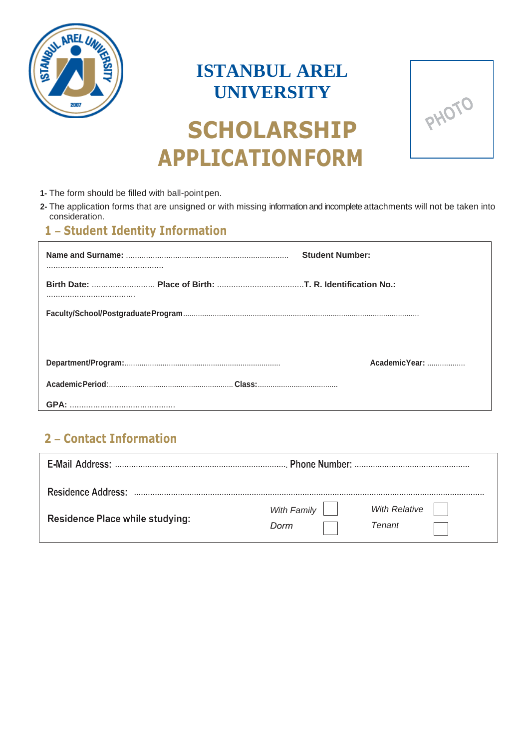# ISTANBUL AREL UNIVERSITY

# SCHOLARSHIP APPLICATIONFORM

PHOTO

**1-** The form should be filled with ball-point pen.

**2-** The application forms that are unsigned or with missing information and incomplete attachments will not be taken into consideration.

## 1 – Student Identity Information

**Name and Surname:** ........................................................................................................................ **Student Number:**

**Birth Date:** ........................... **Place of Birth:** .....................................**T. R. Identification No.:** ......................................

**Faculty/School/Postgraduate Program**..............................................................................................................................

**Department/Program:**......................................................................... **AcademicYear:** ..................

**AcademicPeriod**:.......................................................... **Class:**......................................

**GPA:** .............................................

## 2 – Contact Information

E-Mail Address: .......................................................................... Phone Number: .................................................

Residence Address: ..........................................................................................................................................................

Residence Place while studying:

*With Family* ☐ *With Relative* ☐

*Dorm* ☐ *Tenant* ☐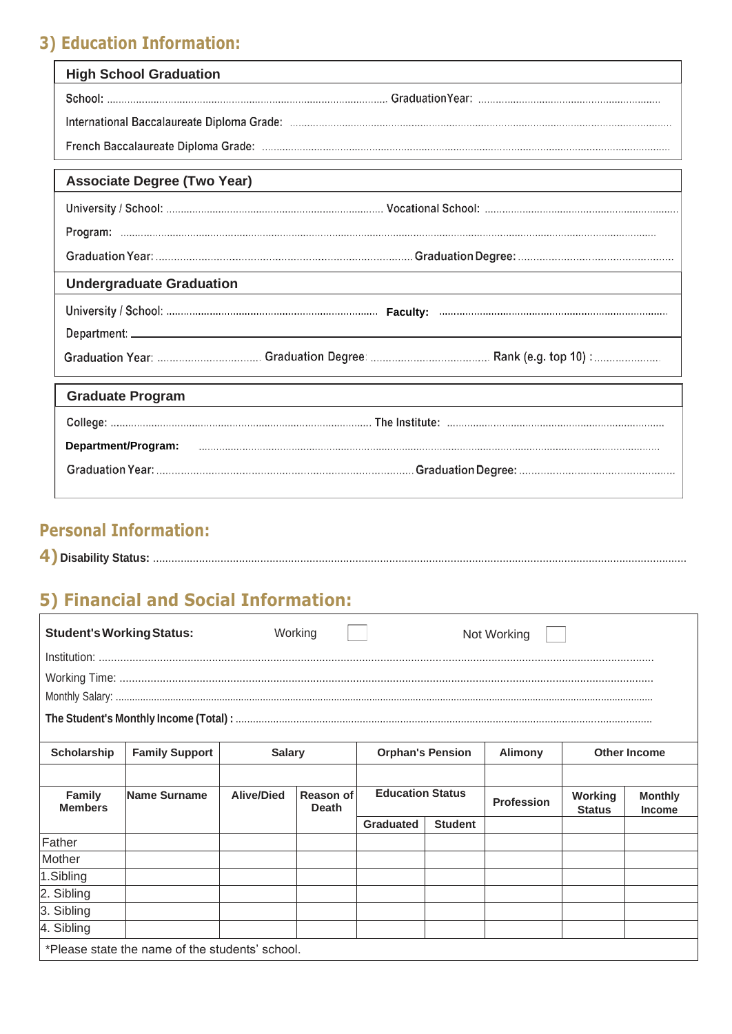## 3) Education Information:

### High School Graduation

School: ............................................ GraduationYear: ............................................

International Baccalaureate Diploma Grade: ............................................

French Baccalaureate Diploma Grade: ............................................

### Associate Degree (Two Year)

University / School: ............................................ Vocational School: ............................................

Program: ............................................

Graduation Year: ............................................ Graduation Degree: ............................................

### Undergraduate Graduation

University / School: ............................................ **Faculty:** ............................................

Department: ____________________________________________

Graduation Year: .................................. Graduation Degree: .................................. Rank (e.g. top 10) : ......................

### Graduate Program

College: ............................................ The Institute: ............................................

**Department/Program:** ............................................

Graduation Year: ............................................ Graduation Degree: ............................................

## Personal Information:

**4) Disability Status:** ............................................

## 5) Financial and Social Information:

**Student's Working Status:** Working ☐ Not Working ☐

Institution: ............................................

Working Time: ............................................

Monthly Salary: ............................................

**The Student's Monthly Income (Total) :** ............................................

| Scholarship | Family Support | Salary | | Orphan's Pension | | Alimony | Other Income | |
|---|---|---|---|---|---|---|---|---|
| | | | | | | | | |
| **Family Members** | **Name Surname** | **Alive/Died** | **Reason of Death** | **Education Status** | | **Profession** | **Working Status** | **Monthly Income** |
| | | | | **Graduated** | **Student** | | | |
| Father | | | | | | | | |
| Mother | | | | | | | | |
| 1.Sibling | | | | | | | | |
| 2. Sibling | | | | | | | | |
| 3. Sibling | | | | | | | | |
| 4. Sibling | | | | | | | | |

*Please state the name of the students' school.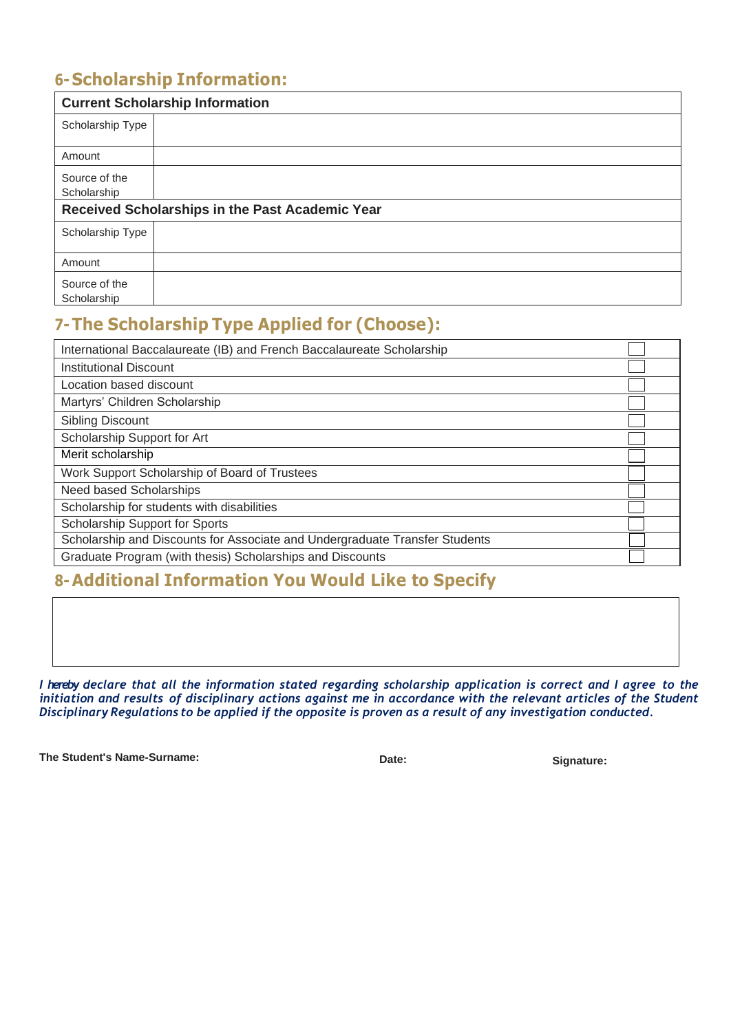## 6- Scholarship Information:

| Current Scholarship Information | |
|---|---|
| Scholarship Type | |
| Amount | |
| Source of the Scholarship | |
| **Received Scholarships in the Past Academic Year** | |
| Scholarship Type | |
| Amount | |
| Source of the Scholarship | |

## 7- The Scholarship Type Applied for (Choose):

| | |
|---|---|
| International Baccalaureate (IB) and French Baccalaureate Scholarship | ☐ |
| Institutional Discount | ☐ |
| Location based discount | ☐ |
| Martyrs' Children Scholarship | ☐ |
| Sibling Discount | ☐ |
| Scholarship Support for Art | ☐ |
| Merit scholarship | ☐ |
| Work Support Scholarship of Board of Trustees | ☐ |
| Need based Scholarships | ☐ |
| Scholarship for students with disabilities | ☐ |
| Scholarship Support for Sports | ☐ |
| Scholarship and Discounts for Associate and Undergraduate Transfer Students | ☐ |
| Graduate Program (with thesis) Scholarships and Discounts | ☐ |

## 8- Additional Information You Would Like to Specify

| |
|---|
| |

*I hereby declare that all the information stated regarding scholarship application is correct and I agree to the initiation and results of disciplinary actions against me in accordance with the relevant articles of the Student Disciplinary Regulations to be applied if the opposite is proven as a result of any investigation conducted.*

**The Student's Name-Surname:** **Date:** **Signature:**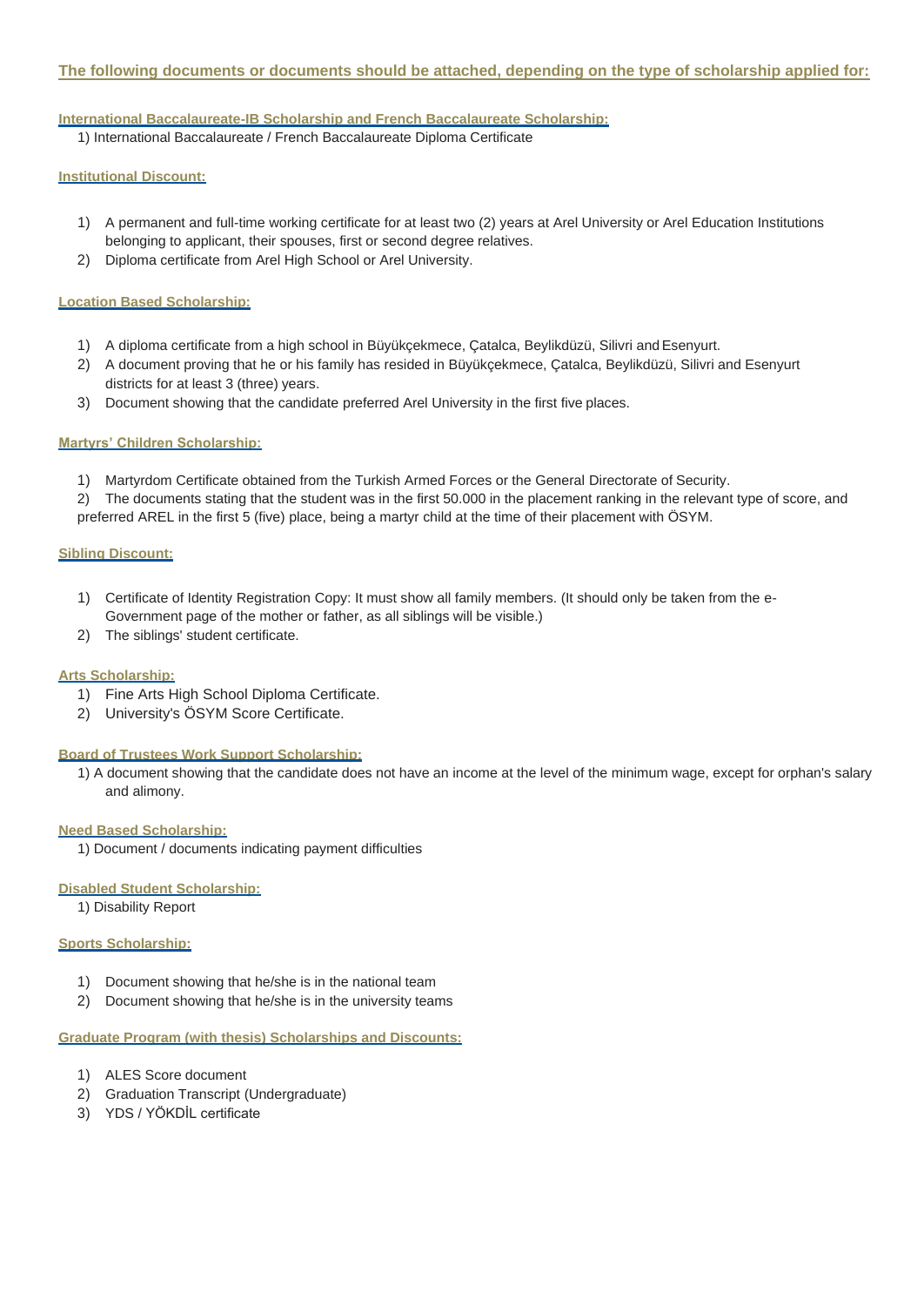## The following documents or documents should be attached, depending on the type of scholarship applied for:

### International Baccalaureate-IB Scholarship and French Baccalaureate Scholarship:

1) International Baccalaureate / French Baccalaureate Diploma Certificate

### Institutional Discount:

1) A permanent and full-time working certificate for at least two (2) years at Arel University or Arel Education Institutions belonging to applicant, their spouses, first or second degree relatives.
2) Diploma certificate from Arel High School or Arel University.

### Location Based Scholarship:

1) A diploma certificate from a high school in Büyükçekmece, Çatalca, Beylikdüzü, Silivri and Esenyurt.
2) A document proving that he or his family has resided in Büyükçekmece, Çatalca, Beylikdüzü, Silivri and Esenyurt districts for at least 3 (three) years.
3) Document showing that the candidate preferred Arel University in the first five places.

### Martyrs' Children Scholarship:

1) Martyrdom Certificate obtained from the Turkish Armed Forces or the General Directorate of Security.
2) The documents stating that the student was in the first 50.000 in the placement ranking in the relevant type of score, and preferred AREL in the first 5 (five) place, being a martyr child at the time of their placement with ÖSYM.

### Sibling Discount:

1) Certificate of Identity Registration Copy: It must show all family members. (It should only be taken from the e-Government page of the mother or father, as all siblings will be visible.)
2) The siblings' student certificate.

### Arts Scholarship:

1) Fine Arts High School Diploma Certificate.
2) University's ÖSYM Score Certificate.

### Board of Trustees Work Support Scholarship:

1) A document showing that the candidate does not have an income at the level of the minimum wage, except for orphan's salary and alimony.

### Need Based Scholarship:

1) Document / documents indicating payment difficulties

### Disabled Student Scholarship:

1) Disability Report

### Sports Scholarship:

1) Document showing that he/she is in the national team
2) Document showing that he/she is in the university teams

### Graduate Program (with thesis) Scholarships and Discounts:

1) ALES Score document
2) Graduation Transcript (Undergraduate)
3) YDS / YÖKDİL certificate